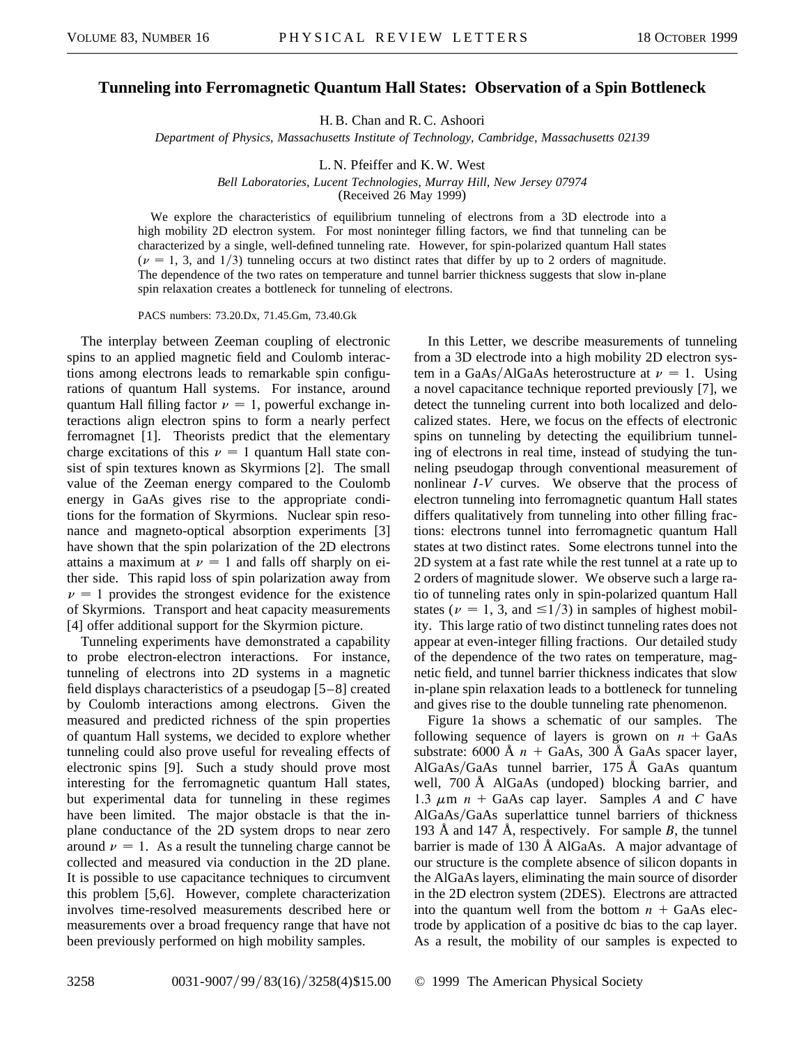# Tunneling into Ferromagnetic Quantum Hall States: Observation of a Spin Bottleneck

H. B. Chan and R. C. Ashoori

*Department of Physics, Massachusetts Institute of Technology, Cambridge, Massachusetts 02139*

L. N. Pfeiffer and K. W. West

*Bell Laboratories, Lucent Technologies, Murray Hill, New Jersey 07974*

(Received 26 May 1999)

We explore the characteristics of equilibrium tunneling of electrons from a 3D electrode into a high mobility 2D electron system. For most noninteger filling factors, we find that tunneling can be characterized by a single, well-defined tunneling rate. However, for spin-polarized quantum Hall states ($\nu = 1$, 3, and $1/3$) tunneling occurs at two distinct rates that differ by up to 2 orders of magnitude. The dependence of the two rates on temperature and tunnel barrier thickness suggests that slow in-plane spin relaxation creates a bottleneck for tunneling of electrons.

PACS numbers: 73.20.Dx, 71.45.Gm, 73.40.Gk

The interplay between Zeeman coupling of electronic spins to an applied magnetic field and Coulomb interactions among electrons leads to remarkable spin configurations of quantum Hall systems. For instance, around quantum Hall filling factor $\nu = 1$, powerful exchange interactions align electron spins to form a nearly perfect ferromagnet [1]. Theorists predict that the elementary charge excitations of this $\nu = 1$ quantum Hall state consist of spin textures known as Skyrmions [2]. The small value of the Zeeman energy compared to the Coulomb energy in GaAs gives rise to the appropriate conditions for the formation of Skyrmions. Nuclear spin resonance and magneto-optical absorption experiments [3] have shown that the spin polarization of the 2D electrons attains a maximum at $\nu = 1$ and falls off sharply on either side. This rapid loss of spin polarization away from $\nu = 1$ provides the strongest evidence for the existence of Skyrmions. Transport and heat capacity measurements [4] offer additional support for the Skyrmion picture.

Tunneling experiments have demonstrated a capability to probe electron-electron interactions. For instance, tunneling of electrons into 2D systems in a magnetic field displays characteristics of a pseudogap [5–8] created by Coulomb interactions among electrons. Given the measured and predicted richness of the spin properties of quantum Hall systems, we decided to explore whether tunneling could also prove useful for revealing effects of electronic spins [9]. Such a study should prove most interesting for the ferromagnetic quantum Hall states, but experimental data for tunneling in these regimes have been limited. The major obstacle is that the in-plane conductance of the 2D system drops to near zero around $\nu = 1$. As a result the tunneling charge cannot be collected and measured via conduction in the 2D plane. It is possible to use capacitance techniques to circumvent this problem [5,6]. However, complete characterization involves time-resolved measurements described here or measurements over a broad frequency range that have not been previously performed on high mobility samples.

In this Letter, we describe measurements of tunneling from a 3D electrode into a high mobility 2D electron system in a GaAs/AlGaAs heterostructure at $\nu = 1$. Using a novel capacitance technique reported previously [7], we detect the tunneling current into both localized and delocalized states. Here, we focus on the effects of electronic spins on tunneling by detecting the equilibrium tunneling of electrons in real time, instead of studying the tunneling pseudogap through conventional measurement of nonlinear *I-V* curves. We observe that the process of electron tunneling into ferromagnetic quantum Hall states differs qualitatively from tunneling into other filling fractions: electrons tunnel into ferromagnetic quantum Hall states at two distinct rates. Some electrons tunnel into the 2D system at a fast rate while the rest tunnel at a rate up to 2 orders of magnitude slower. We observe such a large ratio of tunneling rates only in spin-polarized quantum Hall states ($\nu = 1$, 3, and $\leq 1/3$) in samples of highest mobility. This large ratio of two distinct tunneling rates does not appear at even-integer filling fractions. Our detailed study of the dependence of the two rates on temperature, magnetic field, and tunnel barrier thickness indicates that slow in-plane spin relaxation leads to a bottleneck for tunneling and gives rise to the double tunneling rate phenomenon.

Figure 1a shows a schematic of our samples. The following sequence of layers is grown on $n+$ GaAs substrate: 6000 Å $n+$ GaAs, 300 Å GaAs spacer layer, AlGaAs/GaAs tunnel barrier, 175 Å GaAs quantum well, 700 Å AlGaAs (undoped) blocking barrier, and 1.3 $\mu$m $n+$ GaAs cap layer. Samples *A* and *C* have AlGaAs/GaAs superlattice tunnel barriers of thickness 193 Å and 147 Å, respectively. For sample *B*, the tunnel barrier is made of 130 Å AlGaAs. A major advantage of our structure is the complete absence of silicon dopants in the AlGaAs layers, eliminating the main source of disorder in the 2D electron system (2DES). Electrons are attracted into the quantum well from the bottom $n+$ GaAs electrode by application of a positive dc bias to the cap layer. As a result, the mobility of our samples is expected to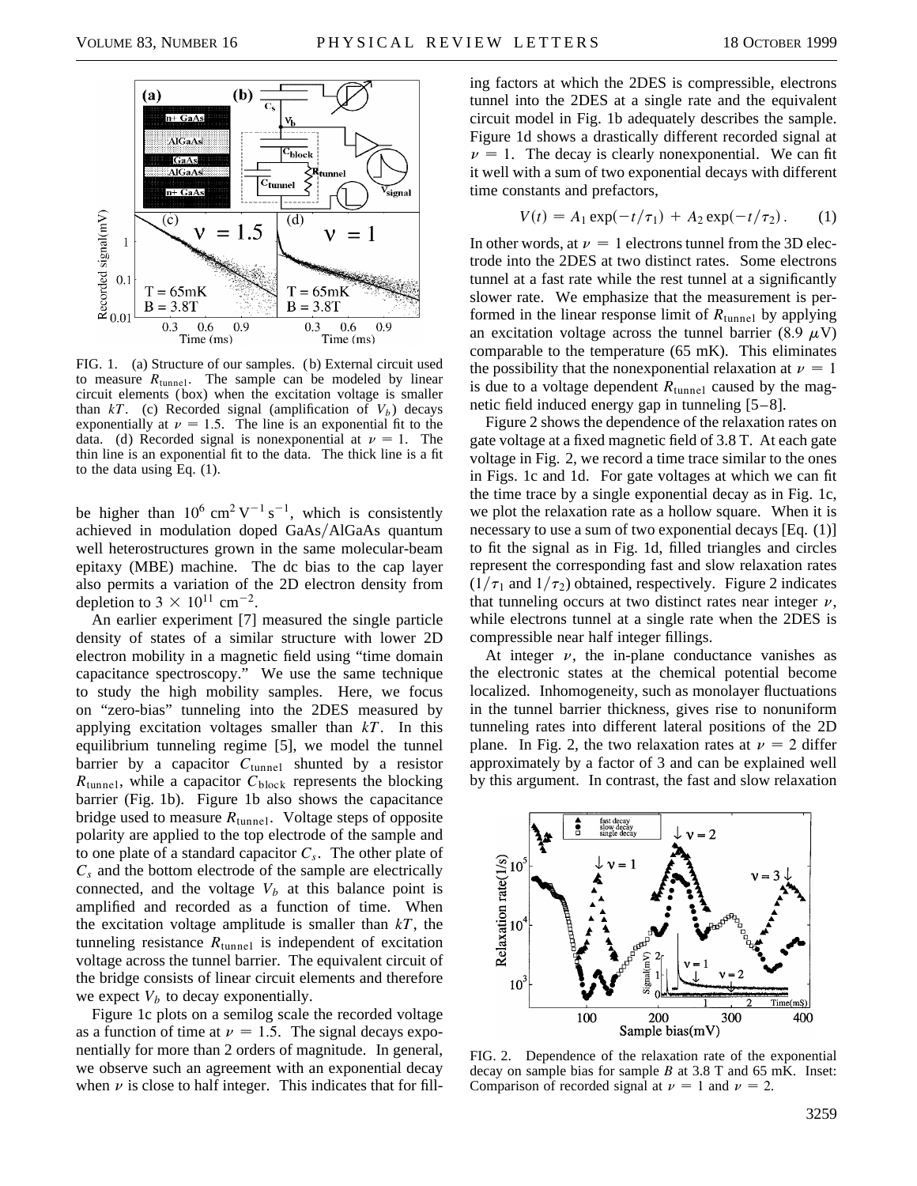FIG. 1. (a) Structure of our samples. (b) External circuit used to measure $R_{\text{tunnel}}$. The sample can be modeled by linear circuit elements (box) when the excitation voltage is smaller than $kT$. (c) Recorded signal (amplification of $V_b$) decays exponentially at $\nu = 1.5$. The line is an exponential fit to the data. (d) Recorded signal is nonexponential at $\nu = 1$. The thin line is an exponential fit to the data. The thick line is a fit to the data using Eq. (1).

be higher than $10^6\ \text{cm}^2\,\text{V}^{-1}\,\text{s}^{-1}$, which is consistently achieved in modulation doped GaAs/AlGaAs quantum well heterostructures grown in the same molecular-beam epitaxy (MBE) machine. The dc bias to the cap layer also permits a variation of the 2D electron density from depletion to $3 \times 10^{11}\ \text{cm}^{-2}$.

An earlier experiment [7] measured the single particle density of states of a similar structure with lower 2D electron mobility in a magnetic field using "time domain capacitance spectroscopy." We use the same technique to study the high mobility samples. Here, we focus on "zero-bias" tunneling into the 2DES measured by applying excitation voltages smaller than $kT$. In this equilibrium tunneling regime [5], we model the tunnel barrier by a capacitor $C_{\text{tunnel}}$ shunted by a resistor $R_{\text{tunnel}}$, while a capacitor $C_{\text{block}}$ represents the blocking barrier (Fig. 1b). Figure 1b also shows the capacitance bridge used to measure $R_{\text{tunnel}}$. Voltage steps of opposite polarity are applied to the top electrode of the sample and to one plate of a standard capacitor $C_s$. The other plate of $C_s$ and the bottom electrode of the sample are electrically connected, and the voltage $V_b$ at this balance point is amplified and recorded as a function of time. When the excitation voltage amplitude is smaller than $kT$, the tunneling resistance $R_{\text{tunnel}}$ is independent of excitation voltage across the tunnel barrier. The equivalent circuit of the bridge consists of linear circuit elements and therefore we expect $V_b$ to decay exponentially.

Figure 1c plots on a semilog scale the recorded voltage as a function of time at $\nu = 1.5$. The signal decays exponentially for more than 2 orders of magnitude. In general, we observe such an agreement with an exponential decay when $\nu$ is close to half integer. This indicates that for filling factors at which the 2DES is compressible, electrons tunnel into the 2DES at a single rate and the equivalent circuit model in Fig. 1b adequately describes the sample. Figure 1d shows a drastically different recorded signal at $\nu = 1$. The decay is clearly nonexponential. We can fit it well with a sum of two exponential decays with different time constants and prefactors,

$$V(t) = A_1 \exp(-t/\tau_1) + A_2 \exp(-t/\tau_2). \qquad (1)$$

In other words, at $\nu = 1$ electrons tunnel from the 3D electrode into the 2DES at two distinct rates. Some electrons tunnel at a fast rate while the rest tunnel at a significantly slower rate. We emphasize that the measurement is performed in the linear response limit of $R_{\text{tunnel}}$ by applying an excitation voltage across the tunnel barrier (8.9 $\mu$V) comparable to the temperature (65 mK). This eliminates the possibility that the nonexponential relaxation at $\nu = 1$ is due to a voltage dependent $R_{\text{tunnel}}$ caused by the magnetic field induced energy gap in tunneling [5–8].

Figure 2 shows the dependence of the relaxation rates on gate voltage at a fixed magnetic field of 3.8 T. At each gate voltage in Fig. 2, we record a time trace similar to the ones in Figs. 1c and 1d. For gate voltages at which we can fit the time trace by a single exponential decay as in Fig. 1c, we plot the relaxation rate as a hollow square. When it is necessary to use a sum of two exponential decays [Eq. (1)] to fit the signal as in Fig. 1d, filled triangles and circles represent the corresponding fast and slow relaxation rates ($1/\tau_1$ and $1/\tau_2$) obtained, respectively. Figure 2 indicates that tunneling occurs at two distinct rates near integer $\nu$, while electrons tunnel at a single rate when the 2DES is compressible near half integer fillings.

At integer $\nu$, the in-plane conductance vanishes as the electronic states at the chemical potential become localized. Inhomogeneity, such as monolayer fluctuations in the tunnel barrier thickness, gives rise to nonuniform tunneling rates into different lateral positions of the 2D plane. In Fig. 2, the two relaxation rates at $\nu = 2$ differ approximately by a factor of 3 and can be explained well by this argument. In contrast, the fast and slow relaxation

FIG. 2. Dependence of the relaxation rate of the exponential decay on sample bias for sample $B$ at 3.8 T and 65 mK. Inset: Comparison of recorded signal at $\nu = 1$ and $\nu = 2$.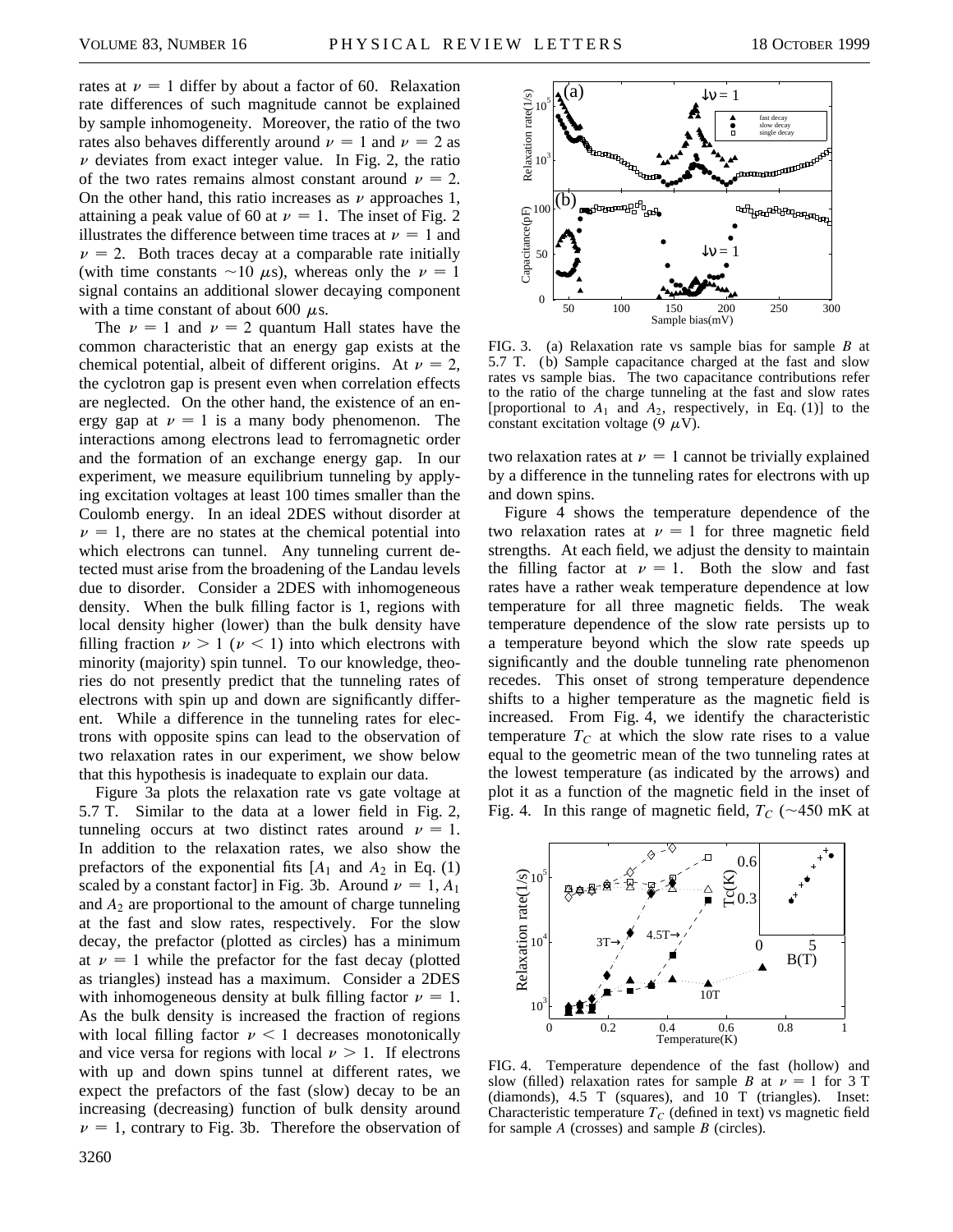rates at $\nu = 1$ differ by about a factor of 60. Relaxation rate differences of such magnitude cannot be explained by sample inhomogeneity. Moreover, the ratio of the two rates also behaves differently around $\nu = 1$ and $\nu = 2$ as $\nu$ deviates from exact integer value. In Fig. 2, the ratio of the two rates remains almost constant around $\nu = 2$. On the other hand, this ratio increases as $\nu$ approaches 1, attaining a peak value of 60 at $\nu = 1$. The inset of Fig. 2 illustrates the difference between time traces at $\nu = 1$ and $\nu = 2$. Both traces decay at a comparable rate initially (with time constants $\sim 10$ $\mu$s), whereas only the $\nu = 1$ signal contains an additional slower decaying component with a time constant of about 600 $\mu$s.

The $\nu = 1$ and $\nu = 2$ quantum Hall states have the common characteristic that an energy gap exists at the chemical potential, albeit of different origins. At $\nu = 2$, the cyclotron gap is present even when correlation effects are neglected. On the other hand, the existence of an energy gap at $\nu = 1$ is a many body phenomenon. The interactions among electrons lead to ferromagnetic order and the formation of an exchange energy gap. In our experiment, we measure equilibrium tunneling by applying excitation voltages at least 100 times smaller than the Coulomb energy. In an ideal 2DES without disorder at $\nu = 1$, there are no states at the chemical potential into which electrons can tunnel. Any tunneling current detected must arise from the broadening of the Landau levels due to disorder. Consider a 2DES with inhomogeneous density. When the bulk filling factor is 1, regions with local density higher (lower) than the bulk density have filling fraction $\nu > 1$ ($\nu < 1$) into which electrons with minority (majority) spin tunnel. To our knowledge, theories do not presently predict that the tunneling rates of electrons with spin up and down are significantly different. While a difference in the tunneling rates for electrons with opposite spins can lead to the observation of two relaxation rates in our experiment, we show below that this hypothesis is inadequate to explain our data.

Figure 3a plots the relaxation rate vs gate voltage at 5.7 T. Similar to the data at a lower field in Fig. 2, tunneling occurs at two distinct rates around $\nu = 1$. In addition to the relaxation rates, we also show the prefactors of the exponential fits [$A_1$ and $A_2$ in Eq. (1) scaled by a constant factor] in Fig. 3b. Around $\nu = 1$, $A_1$ and $A_2$ are proportional to the amount of charge tunneling at the fast and slow rates, respectively. For the slow decay, the prefactor (plotted as circles) has a minimum at $\nu = 1$ while the prefactor for the fast decay (plotted as triangles) instead has a maximum. Consider a 2DES with inhomogeneous density at bulk filling factor $\nu = 1$. As the bulk density is increased the fraction of regions with local filling factor $\nu < 1$ decreases monotonically and vice versa for regions with local $\nu > 1$. If electrons with up and down spins tunnel at different rates, we expect the prefactors of the fast (slow) decay to be an increasing (decreasing) function of bulk density around $\nu = 1$, contrary to Fig. 3b. Therefore the observation of two relaxation rates at $\nu = 1$ cannot be trivially explained by a difference in the tunneling rates for electrons with up and down spins.

FIG. 3. (a) Relaxation rate vs sample bias for sample $B$ at 5.7 T. (b) Sample capacitance charged at the fast and slow rates vs sample bias. The two capacitance contributions refer to the ratio of the charge tunneling at the fast and slow rates [proportional to $A_1$ and $A_2$, respectively, in Eq. (1)] to the constant excitation voltage (9 $\mu$V).

Figure 4 shows the temperature dependence of the two relaxation rates at $\nu = 1$ for three magnetic field strengths. At each field, we adjust the density to maintain the filling factor at $\nu = 1$. Both the slow and fast rates have a rather weak temperature dependence at low temperature for all three magnetic fields. The weak temperature dependence of the slow rate persists up to a temperature beyond which the slow rate speeds up significantly and the double tunneling rate phenomenon recedes. This onset of strong temperature dependence shifts to a higher temperature as the magnetic field is increased. From Fig. 4, we identify the characteristic temperature $T_C$ at which the slow rate rises to a value equal to the geometric mean of the two tunneling rates at the lowest temperature (as indicated by the arrows) and plot it as a function of the magnetic field in the inset of Fig. 4. In this range of magnetic field, $T_C$ ($\sim$450 mK at

FIG. 4. Temperature dependence of the fast (hollow) and slow (filled) relaxation rates for sample $B$ at $\nu = 1$ for 3 T (diamonds), 4.5 T (squares), and 10 T (triangles). Inset: Characteristic temperature $T_C$ (defined in text) vs magnetic field for sample $A$ (crosses) and sample $B$ (circles).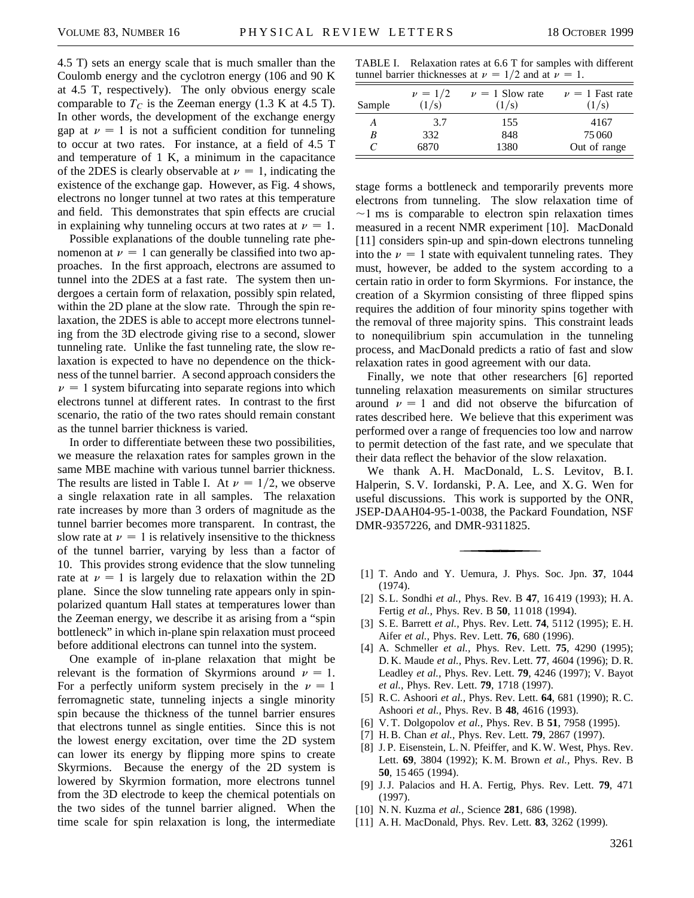4.5 T) sets an energy scale that is much smaller than the Coulomb energy and the cyclotron energy (106 and 90 K at 4.5 T, respectively). The only obvious energy scale comparable to $T_C$ is the Zeeman energy (1.3 K at 4.5 T). In other words, the development of the exchange energy gap at $\nu = 1$ is not a sufficient condition for tunneling to occur at two rates. For instance, at a field of 4.5 T and temperature of 1 K, a minimum in the capacitance of the 2DES is clearly observable at $\nu = 1$, indicating the existence of the exchange gap. However, as Fig. 4 shows, electrons no longer tunnel at two rates at this temperature and field. This demonstrates that spin effects are crucial in explaining why tunneling occurs at two rates at $\nu = 1$.

Possible explanations of the double tunneling rate phenomenon at $\nu = 1$ can generally be classified into two approaches. In the first approach, electrons are assumed to tunnel into the 2DES at a fast rate. The system then undergoes a certain form of relaxation, possibly spin related, within the 2D plane at the slow rate. Through the spin relaxation, the 2DES is able to accept more electrons tunneling from the 3D electrode giving rise to a second, slower tunneling rate. Unlike the fast tunneling rate, the slow relaxation is expected to have no dependence on the thickness of the tunnel barrier. A second approach considers the $\nu = 1$ system bifurcating into separate regions into which electrons tunnel at different rates. In contrast to the first scenario, the ratio of the two rates should remain constant as the tunnel barrier thickness is varied.

In order to differentiate between these two possibilities, we measure the relaxation rates for samples grown in the same MBE machine with various tunnel barrier thickness. The results are listed in Table I. At $\nu = 1/2$, we observe a single relaxation rate in all samples. The relaxation rate increases by more than 3 orders of magnitude as the tunnel barrier becomes more transparent. In contrast, the slow rate at $\nu = 1$ is relatively insensitive to the thickness of the tunnel barrier, varying by less than a factor of 10. This provides strong evidence that the slow tunneling rate at $\nu = 1$ is largely due to relaxation within the 2D plane. Since the slow tunneling rate appears only in spin-polarized quantum Hall states at temperatures lower than the Zeeman energy, we describe it as arising from a "spin bottleneck" in which in-plane spin relaxation must proceed before additional electrons can tunnel into the system.

One example of in-plane relaxation that might be relevant is the formation of Skyrmions around $\nu = 1$. For a perfectly uniform system precisely in the $\nu = 1$ ferromagnetic state, tunneling injects a single minority spin because the thickness of the tunnel barrier ensures that electrons tunnel as single entities. Since this is not the lowest energy excitation, over time the 2D system can lower its energy by flipping more spins to create Skyrmions. Because the energy of the 2D system is lowered by Skyrmion formation, more electrons tunnel from the 3D electrode to keep the chemical potentials on the two sides of the tunnel barrier aligned. When the time scale for spin relaxation is long, the intermediate stage forms a bottleneck and temporarily prevents more electrons from tunneling. The slow relaxation time of $\sim$1 ms is comparable to electron spin relaxation times measured in a recent NMR experiment [10]. MacDonald [11] considers spin-up and spin-down electrons tunneling into the $\nu = 1$ state with equivalent tunneling rates. They must, however, be added to the system according to a certain ratio in order to form Skyrmions. For instance, the creation of a Skyrmion consisting of three flipped spins requires the addition of four minority spins together with the removal of three majority spins. This constraint leads to nonequilibrium spin accumulation in the tunneling process, and MacDonald predicts a ratio of fast and slow relaxation rates in good agreement with our data.

TABLE I. Relaxation rates at 6.6 T for samples with different tunnel barrier thicknesses at $\nu = 1/2$ and at $\nu = 1$.

| Sample | $\nu = 1/2$ (1/s) | $\nu = 1$ Slow rate (1/s) | $\nu = 1$ Fast rate (1/s) |
|---|---|---|---|
| *A* | 3.7 | 155 | 4167 |
| *B* | 332 | 848 | 75 060 |
| *C* | 6870 | 1380 | Out of range |

Finally, we note that other researchers [6] reported tunneling relaxation measurements on similar structures around $\nu = 1$ and did not observe the bifurcation of rates described here. We believe that this experiment was performed over a range of frequencies too low and narrow to permit detection of the fast rate, and we speculate that their data reflect the behavior of the slow relaxation.

We thank A. H. MacDonald, L. S. Levitov, B. I. Halperin, S. V. Iordanski, P. A. Lee, and X. G. Wen for useful discussions. This work is supported by the ONR, JSEP-DAAH04-95-1-0038, the Packard Foundation, NSF DMR-9357226, and DMR-9311825.

---

[1] T. Ando and Y. Uemura, J. Phys. Soc. Jpn. **37**, 1044 (1974).

[2] S. L. Sondhi *et al.,* Phys. Rev. B **47**, 16 419 (1993); H. A. Fertig *et al.,* Phys. Rev. B **50**, 11 018 (1994).

[3] S. E. Barrett *et al.,* Phys. Rev. Lett. **74**, 5112 (1995); E. H. Aifer *et al.,* Phys. Rev. Lett. **76**, 680 (1996).

[4] A. Schmeller *et al.,* Phys. Rev. Lett. **75**, 4290 (1995); D. K. Maude *et al.,* Phys. Rev. Lett. **77**, 4604 (1996); D. R. Leadley *et al.,* Phys. Rev. Lett. **79**, 4246 (1997); V. Bayot *et al.,* Phys. Rev. Lett. **79**, 1718 (1997).

[5] R. C. Ashoori *et al.,* Phys. Rev. Lett. **64**, 681 (1990); R. C. Ashoori *et al.,* Phys. Rev. B **48**, 4616 (1993).

[6] V. T. Dolgopolov *et al.,* Phys. Rev. B **51**, 7958 (1995).

[7] H. B. Chan *et al.,* Phys. Rev. Lett. **79**, 2867 (1997).

[8] J. P. Eisenstein, L. N. Pfeiffer, and K. W. West, Phys. Rev. Lett. **69**, 3804 (1992); K. M. Brown *et al.,* Phys. Rev. B **50**, 15 465 (1994).

[9] J. J. Palacios and H. A. Fertig, Phys. Rev. Lett. **79**, 471 (1997).

[10] N. N. Kuzma *et al.,* Science **281**, 686 (1998).

[11] A. H. MacDonald, Phys. Rev. Lett. **83**, 3262 (1999).